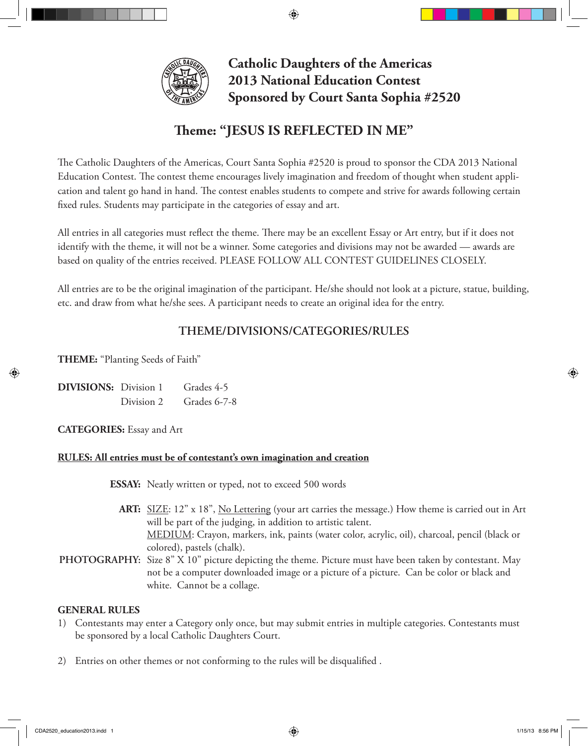# Catholic Daughters of the Americas 2013 National Education Contest Sponsored by Court Santa Sophia #2520

## Theme: "JESUS IS REFLECTED IN ME"

The Catholic Daughters of the Americas, Court Santa Sophia #2520 is proud to sponsor the CDA 2013 National Education Contest. The contest theme encourages lively imagination and freedom of thought when student application and talent go hand in hand. The contest enables students to compete and strive for awards following certain fixed rules. Students may participate in the categories of essay and art.

All entries in all categories must reflect the theme. There may be an excellent Essay or Art entry, but if it does not identify with the theme, it will not be a winner. Some categories and divisions may not be awarded — awards are based on quality of the entries received. PLEASE FOLLOW ALL CONTEST GUIDELINES CLOSELY.

All entries are to be the original imagination of the participant. He/she should not look at a picture, statue, building, etc. and draw from what he/she sees. A participant needs to create an original idea for the entry.

## THEME/DIVISIONS/CATEGORIES/RULES

**THEME:** "Planting Seeds of Faith"

**DIVISIONS:** Division 1 Grades 4-5
Division 2 Grades 6-7-8

**CATEGORIES:** Essay and Art

**RULES: All entries must be of contestant's own imagination and creation**

**ESSAY:** Neatly written or typed, not to exceed 500 words

**ART:** SIZE: 12" x 18", No Lettering (your art carries the message.) How theme is carried out in Art will be part of the judging, in addition to artistic talent.
MEDIUM: Crayon, markers, ink, paints (water color, acrylic, oil), charcoal, pencil (black or colored), pastels (chalk).

**PHOTOGRAPHY:** Size 8" X 10" picture depicting the theme. Picture must have been taken by contestant. May not be a computer downloaded image or a picture of a picture. Can be color or black and white. Cannot be a collage.

**GENERAL RULES**

1) Contestants may enter a Category only once, but may submit entries in multiple categories. Contestants must be sponsored by a local Catholic Daughters Court.

2) Entries on other themes or not conforming to the rules will be disqualified .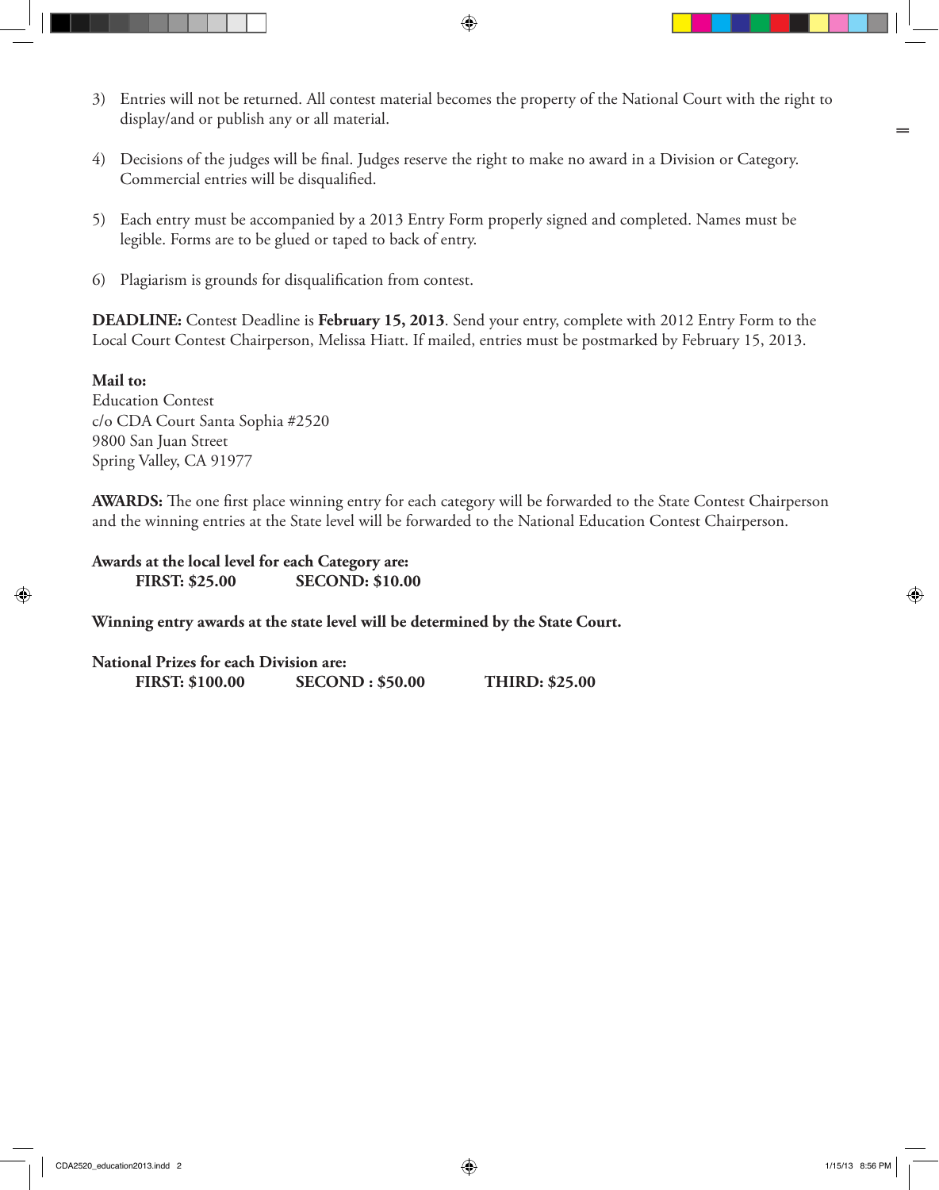3) Entries will not be returned. All contest material becomes the property of the National Court with the right to display/and or publish any or all material.

4) Decisions of the judges will be final. Judges reserve the right to make no award in a Division or Category. Commercial entries will be disqualified.

5) Each entry must be accompanied by a 2013 Entry Form properly signed and completed. Names must be legible. Forms are to be glued or taped to back of entry.

6) Plagiarism is grounds for disqualification from contest.

**DEADLINE:** Contest Deadline is **February 15, 2013**. Send your entry, complete with 2012 Entry Form to the Local Court Contest Chairperson, Melissa Hiatt. If mailed, entries must be postmarked by February 15, 2013.

**Mail to:**
Education Contest
c/o CDA Court Santa Sophia #2520
9800 San Juan Street
Spring Valley, CA 91977

**AWARDS:** The one first place winning entry for each category will be forwarded to the State Contest Chairperson and the winning entries at the State level will be forwarded to the National Education Contest Chairperson.

**Awards at the local level for each Category are:**
**FIRST: $25.00  SECOND: $10.00**

**Winning entry awards at the state level will be determined by the State Court.**

**National Prizes for each Division are:**
**FIRST: $100.00  SECOND : $50.00  THIRD: $25.00**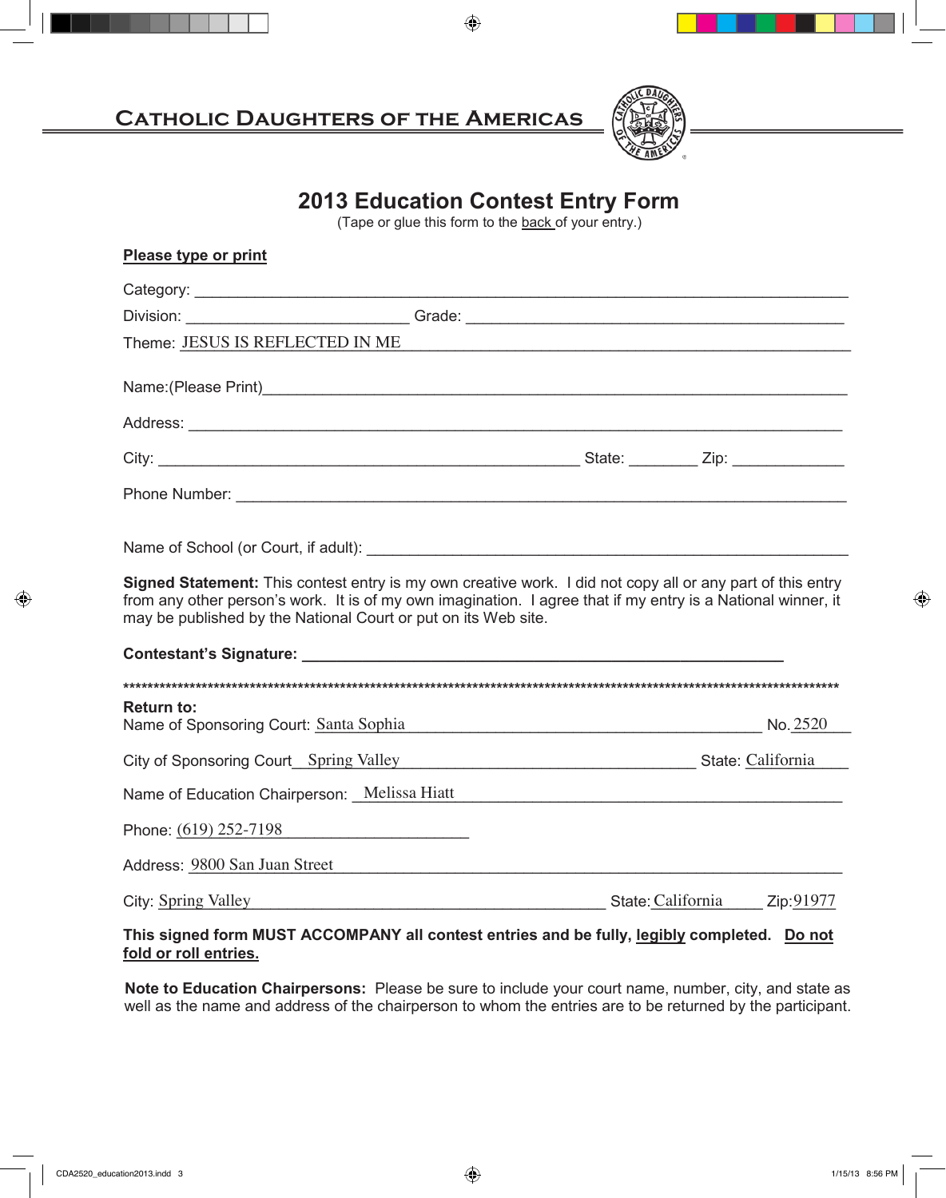# Catholic Daughters of the Americas

## 2013 Education Contest Entry Form

(Tape or glue this form to the back of your entry.)

**Please type or print**

Category: ____________________________________________

Division: ______________________ Grade: ______________________

Theme: JESUS IS REFLECTED IN ME

Name:(Please Print)____________________________________________

Address: ____________________________________________

City: ______________________ State: ________ Zip: _____________

Phone Number: ____________________________________________

Name of School (or Court, if adult): ______________________________

**Signed Statement:** This contest entry is my own creative work. I did not copy all or any part of this entry from any other person's work. It is of my own imagination. I agree that if my entry is a National winner, it may be published by the National Court or put on its Web site.

**Contestant's Signature:** ____________________________________________

************************************************************************************************************************

**Return to:**

Name of Sponsoring Court: Santa Sophia No. 2520

City of Sponsoring Court Spring Valley State: California

Name of Education Chairperson: Melissa Hiatt

Phone: (619) 252-7198

Address: 9800 San Juan Street

City: Spring Valley State: California Zip: 91977

**This signed form MUST ACCOMPANY all contest entries and be fully, legibly completed. Do not fold or roll entries.**

**Note to Education Chairpersons:** Please be sure to include your court name, number, city, and state as well as the name and address of the chairperson to whom the entries are to be returned by the participant.